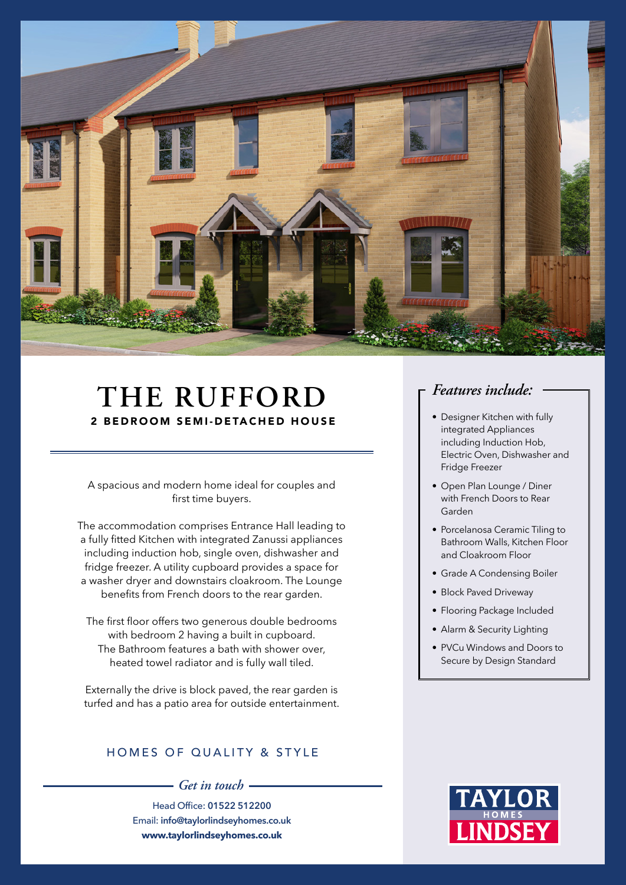# THE RUFFORD

**2 BEDROOM SEMI-DETACHED HOUSE**

A spacious and modern home ideal for couples and first time buyers.

The accommodation comprises Entrance Hall leading to a fully fitted Kitchen with integrated Zanussi appliances including induction hob, single oven, dishwasher and fridge freezer. A utility cupboard provides a space for a washer dryer and downstairs cloakroom. The Lounge benefits from French doors to the rear garden.

The first floor offers two generous double bedrooms with bedroom 2 having a built in cupboard. The Bathroom features a bath with shower over, heated towel radiator and is fully wall tiled.

Externally the drive is block paved, the rear garden is turfed and has a patio area for outside entertainment.

## *Features include:*

- Designer Kitchen with fully integrated Appliances including Induction Hob, Electric Oven, Dishwasher and Fridge Freezer
- Open Plan Lounge / Diner with French Doors to Rear Garden
- Porcelanosa Ceramic Tiling to Bathroom Walls, Kitchen Floor and Cloakroom Floor
- Grade A Condensing Boiler
- Block Paved Driveway
- Flooring Package Included
- Alarm & Security Lighting
- PVCu Windows and Doors to Secure by Design Standard

HOMES OF QUALITY & STYLE

*Get in touch*

Head Office: **01522 512200**
Email: **info@taylorlindseyhomes.co.uk**
**www.taylorlindseyhomes.co.uk**

TAYLOR HOMES LINDSEY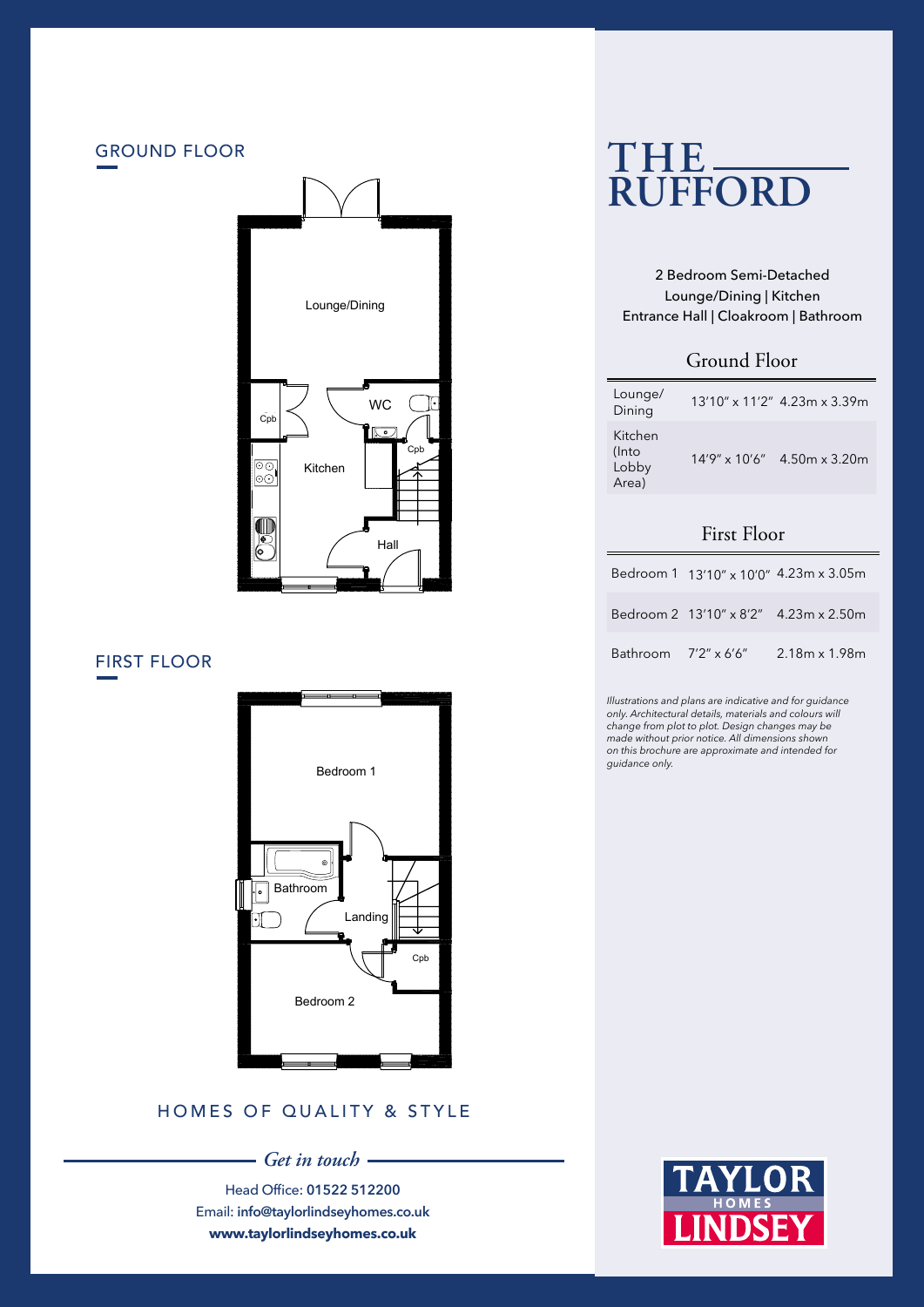## GROUND FLOOR

Lounge/Dining

Cpb

WC

Cpb

Kitchen

Hall

## FIRST FLOOR

Bedroom 1

Bathroom

Landing

Cpb

Bedroom 2

HOMES OF QUALITY & STYLE

*Get in touch*

Head Office: **01522 512200**

Email: **info@taylorlindseyhomes.co.uk**

**www.taylorlindseyhomes.co.uk**

# THE RUFFORD

2 Bedroom Semi-Detached
Lounge/Dining | Kitchen
Entrance Hall | Cloakroom | Bathroom

### Ground Floor

| | | |
|---|---|---|
| Lounge/ Dining | 13'10" x 11'2" | 4.23m x 3.39m |
| Kitchen (Into Lobby Area) | 14'9" x 10'6" | 4.50m x 3.20m |

### First Floor

| | | |
|---|---|---|
| Bedroom 1 | 13'10" x 10'0" | 4.23m x 3.05m |
| Bedroom 2 | 13'10" x 8'2" | 4.23m x 2.50m |
| Bathroom | 7'2" x 6'6" | 2.18m x 1.98m |

*Illustrations and plans are indicative and for guidance only. Architectural details, materials and colours will change from plot to plot. Design changes may be made without prior notice. All dimensions shown on this brochure are approximate and intended for guidance only.*

TAYLOR HOMES LINDSEY